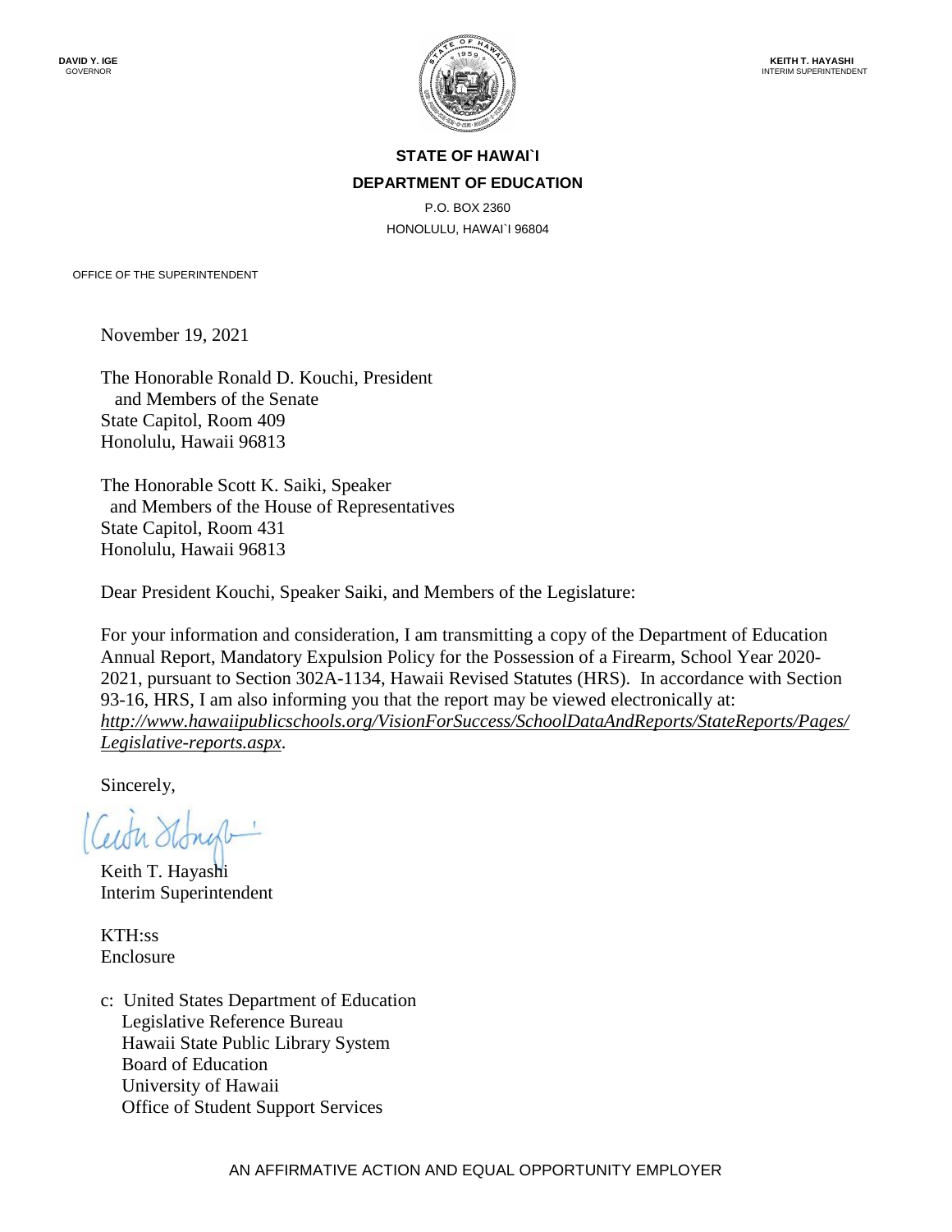DAVID Y. IGE
GOVERNOR

KEITH T. HAYASHI
INTERIM SUPERINTENDENT

**STATE OF HAWAI`I**

**DEPARTMENT OF EDUCATION**

P.O. BOX 2360
HONOLULU, HAWAI`I 96804

OFFICE OF THE SUPERINTENDENT

November 19, 2021

The Honorable Ronald D. Kouchi, President
and Members of the Senate
State Capitol, Room 409
Honolulu, Hawaii 96813

The Honorable Scott K. Saiki, Speaker
and Members of the House of Representatives
State Capitol, Room 431
Honolulu, Hawaii 96813

Dear President Kouchi, Speaker Saiki, and Members of the Legislature:

For your information and consideration, I am transmitting a copy of the Department of Education Annual Report, Mandatory Expulsion Policy for the Possession of a Firearm, School Year 2020-2021, pursuant to Section 302A-1134, Hawaii Revised Statutes (HRS). In accordance with Section 93-16, HRS, I am also informing you that the report may be viewed electronically at: *http://www.hawaiipublicschools.org/VisionForSuccess/SchoolDataAndReports/StateReports/Pages/Legislative-reports.aspx*.

Sincerely,

Keith T. Hayashi
Interim Superintendent

KTH:ss
Enclosure

c: United States Department of Education
Legislative Reference Bureau
Hawaii State Public Library System
Board of Education
University of Hawaii
Office of Student Support Services

AN AFFIRMATIVE ACTION AND EQUAL OPPORTUNITY EMPLOYER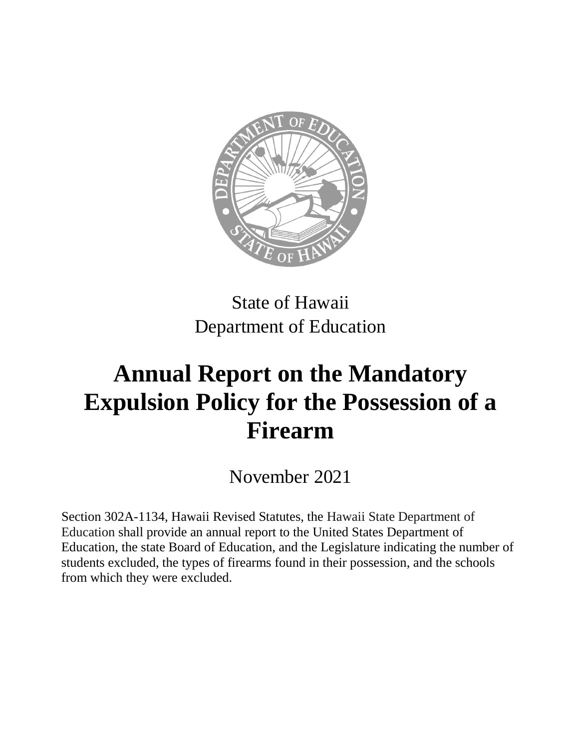State of Hawaii
Department of Education

# Annual Report on the Mandatory Expulsion Policy for the Possession of a Firearm

November 2021

Section 302A-1134, Hawaii Revised Statutes, the Hawaii State Department of Education shall provide an annual report to the United States Department of Education, the state Board of Education, and the Legislature indicating the number of students excluded, the types of firearms found in their possession, and the schools from which they were excluded.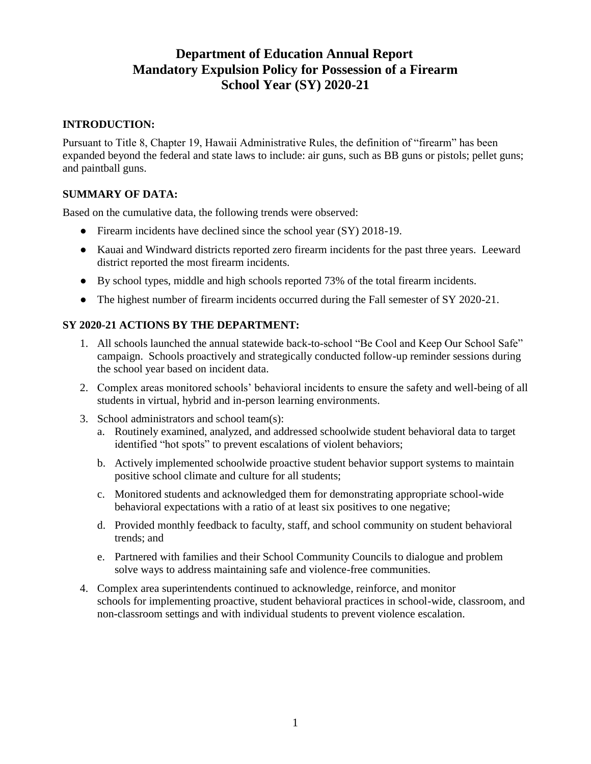# Department of Education Annual Report
# Mandatory Expulsion Policy for Possession of a Firearm
# School Year (SY) 2020-21

## INTRODUCTION:

Pursuant to Title 8, Chapter 19, Hawaii Administrative Rules, the definition of "firearm" has been expanded beyond the federal and state laws to include: air guns, such as BB guns or pistols; pellet guns; and paintball guns.

## SUMMARY OF DATA:

Based on the cumulative data, the following trends were observed:

- Firearm incidents have declined since the school year (SY) 2018-19.
- Kauai and Windward districts reported zero firearm incidents for the past three years. Leeward district reported the most firearm incidents.
- By school types, middle and high schools reported 73% of the total firearm incidents.
- The highest number of firearm incidents occurred during the Fall semester of SY 2020-21.

## SY 2020-21 ACTIONS BY THE DEPARTMENT:

1. All schools launched the annual statewide back-to-school "Be Cool and Keep Our School Safe" campaign. Schools proactively and strategically conducted follow-up reminder sessions during the school year based on incident data.
2. Complex areas monitored schools' behavioral incidents to ensure the safety and well-being of all students in virtual, hybrid and in-person learning environments.
3. School administrators and school team(s):
   a. Routinely examined, analyzed, and addressed schoolwide student behavioral data to target identified "hot spots" to prevent escalations of violent behaviors;
   b. Actively implemented schoolwide proactive student behavior support systems to maintain positive school climate and culture for all students;
   c. Monitored students and acknowledged them for demonstrating appropriate school-wide behavioral expectations with a ratio of at least six positives to one negative;
   d. Provided monthly feedback to faculty, staff, and school community on student behavioral trends; and
   e. Partnered with families and their School Community Councils to dialogue and problem solve ways to address maintaining safe and violence-free communities.
4. Complex area superintendents continued to acknowledge, reinforce, and monitor schools for implementing proactive, student behavioral practices in school-wide, classroom, and non-classroom settings and with individual students to prevent violence escalation.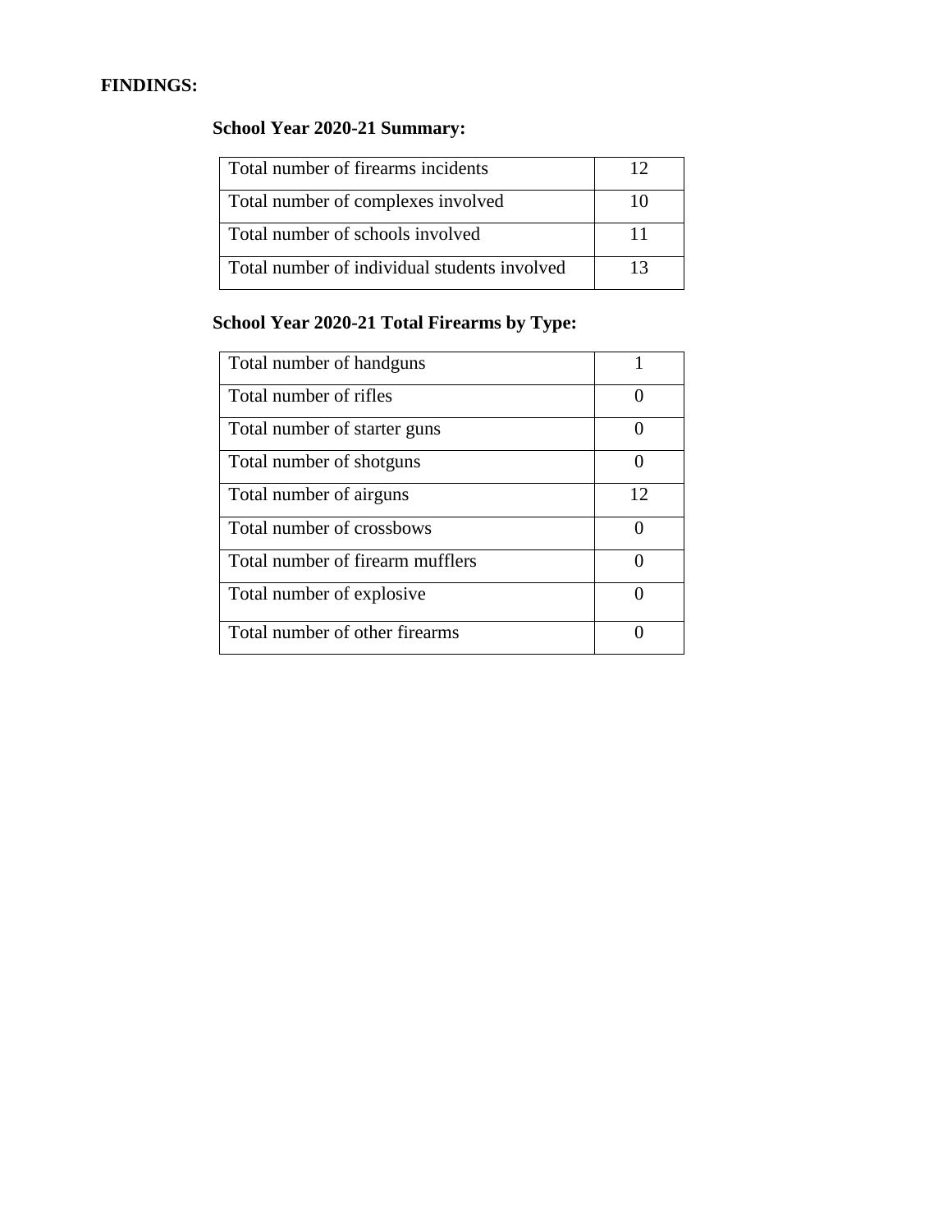**FINDINGS:**

**School Year 2020-21 Summary:**

| | |
|---|---|
| Total number of firearms incidents | 12 |
| Total number of complexes involved | 10 |
| Total number of schools involved | 11 |
| Total number of individual students involved | 13 |

**School Year 2020-21 Total Firearms by Type:**

| | |
|---|---|
| Total number of handguns | 1 |
| Total number of rifles | 0 |
| Total number of starter guns | 0 |
| Total number of shotguns | 0 |
| Total number of airguns | 12 |
| Total number of crossbows | 0 |
| Total number of firearm mufflers | 0 |
| Total number of explosive | 0 |
| Total number of other firearms | 0 |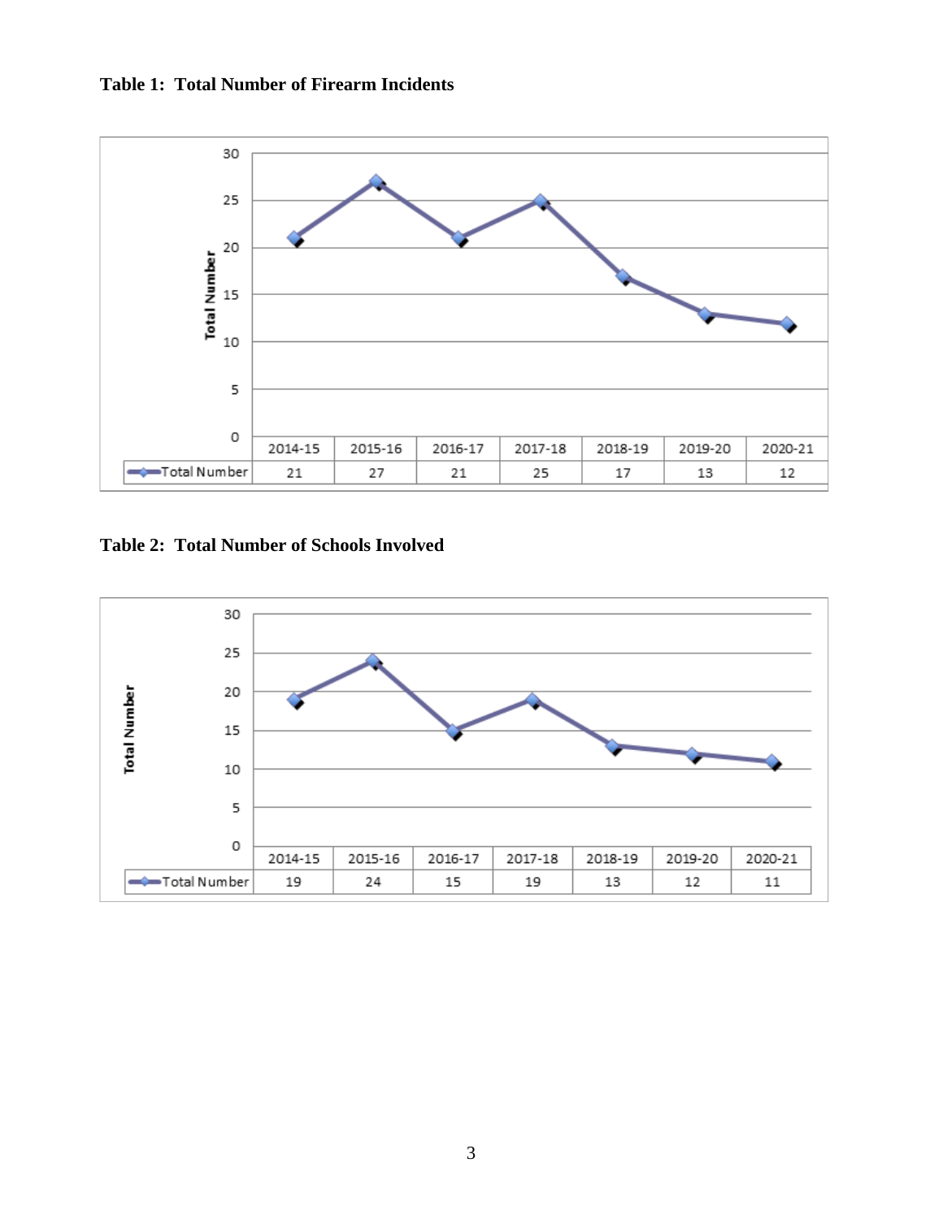**Table 1: Total Number of Firearm Incidents**

| | 2014-15 | 2015-16 | 2016-17 | 2017-18 | 2018-19 | 2019-20 | 2020-21 |
|---|---|---|---|---|---|---|---|
| Total Number | 21 | 27 | 21 | 25 | 17 | 13 | 12 |

**Table 2: Total Number of Schools Involved**

| | 2014-15 | 2015-16 | 2016-17 | 2017-18 | 2018-19 | 2019-20 | 2020-21 |
|---|---|---|---|---|---|---|---|
| Total Number | 19 | 24 | 15 | 19 | 13 | 12 | 11 |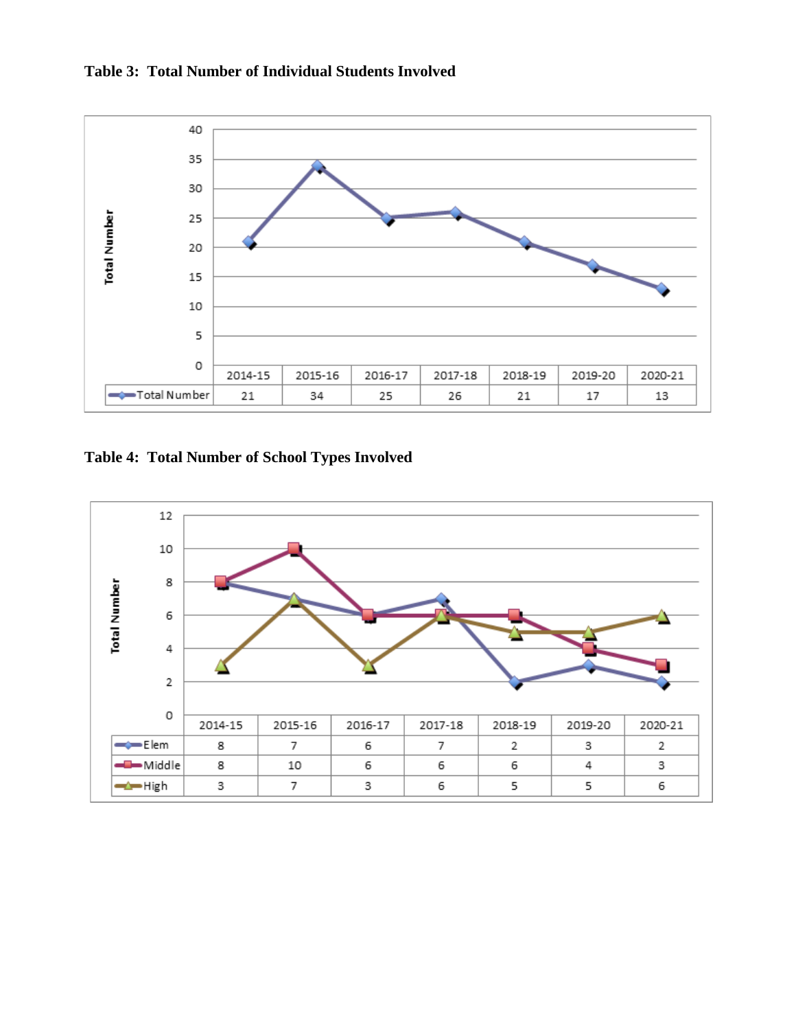**Table 3: Total Number of Individual Students Involved**

| | 2014-15 | 2015-16 | 2016-17 | 2017-18 | 2018-19 | 2019-20 | 2020-21 |
|---|---|---|---|---|---|---|---|
| Total Number | 21 | 34 | 25 | 26 | 21 | 17 | 13 |

**Table 4: Total Number of School Types Involved**

| | 2014-15 | 2015-16 | 2016-17 | 2017-18 | 2018-19 | 2019-20 | 2020-21 |
|---|---|---|---|---|---|---|---|
| Elem | 8 | 7 | 6 | 7 | 2 | 3 | 2 |
| Middle | 8 | 10 | 6 | 6 | 6 | 4 | 3 |
| High | 3 | 7 | 3 | 6 | 5 | 5 | 6 |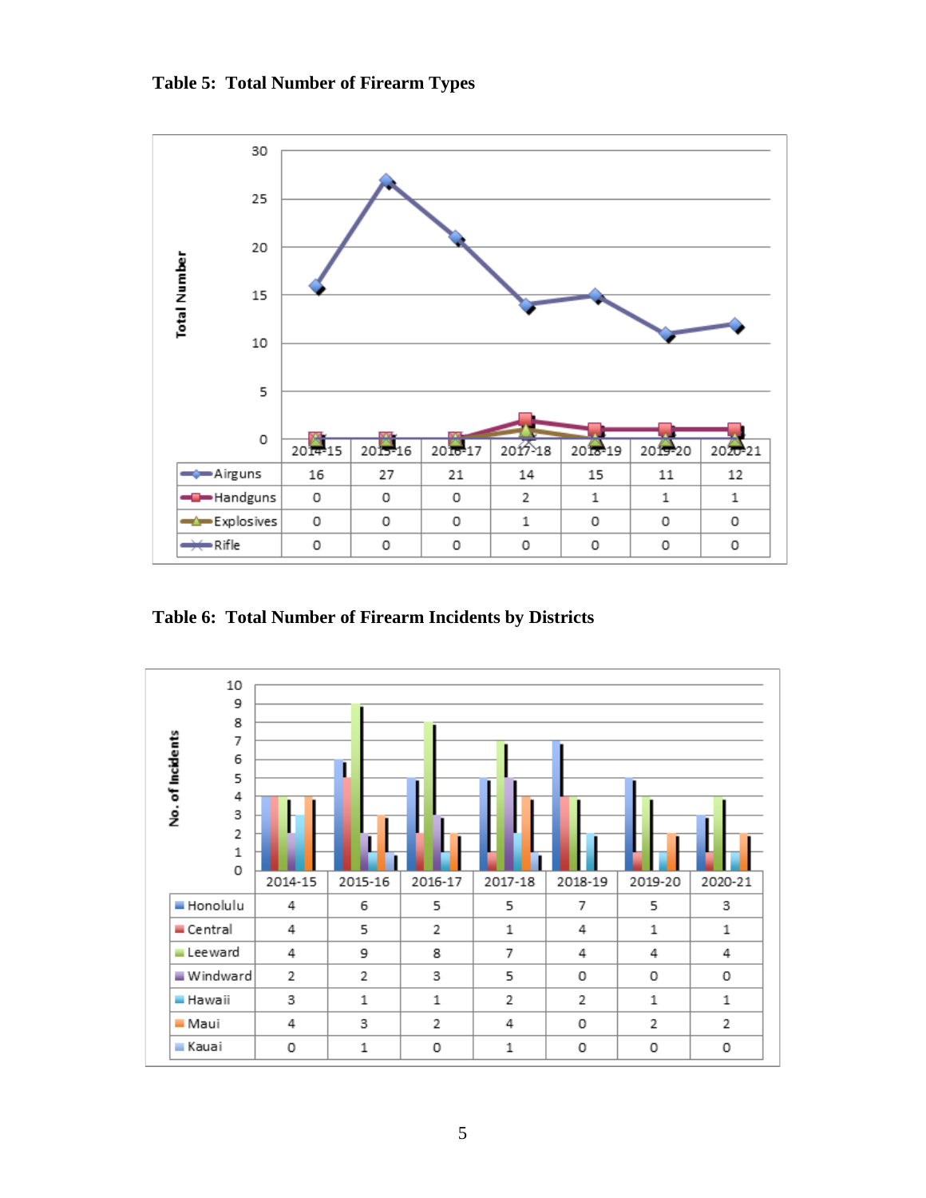**Table 5: Total Number of Firearm Types**

| | 2014-15 | 2015-16 | 2016-17 | 2017-18 | 2018-19 | 2019-20 | 2020-21 |
|---|---|---|---|---|---|---|---|
| Airguns | 16 | 27 | 21 | 14 | 15 | 11 | 12 |
| Handguns | 0 | 0 | 0 | 2 | 1 | 1 | 1 |
| Explosives | 0 | 0 | 0 | 1 | 0 | 0 | 0 |
| Rifle | 0 | 0 | 0 | 0 | 0 | 0 | 0 |

**Table 6: Total Number of Firearm Incidents by Districts**

| | 2014-15 | 2015-16 | 2016-17 | 2017-18 | 2018-19 | 2019-20 | 2020-21 |
|---|---|---|---|---|---|---|---|
| Honolulu | 4 | 6 | 5 | 5 | 7 | 5 | 3 |
| Central | 4 | 5 | 2 | 1 | 4 | 1 | 1 |
| Leeward | 4 | 9 | 8 | 7 | 4 | 4 | 4 |
| Windward | 2 | 2 | 3 | 5 | 0 | 0 | 0 |
| Hawaii | 3 | 1 | 1 | 2 | 2 | 1 | 1 |
| Maui | 4 | 3 | 2 | 4 | 0 | 2 | 2 |
| Kauai | 0 | 1 | 0 | 1 | 0 | 0 | 0 |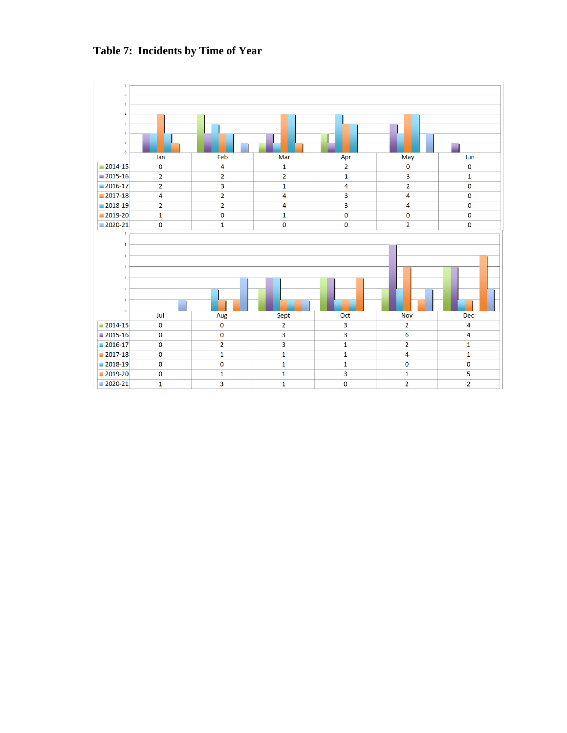# Table 7: Incidents by Time of Year

| | Jan | Feb | Mar | Apr | May | Jun |
|---|---|---|---|---|---|---|
| 2014-15 | 0 | 4 | 1 | 2 | 0 | 0 |
| 2015-16 | 2 | 2 | 2 | 1 | 3 | 1 |
| 2016-17 | 2 | 3 | 1 | 4 | 2 | 0 |
| 2017-18 | 4 | 2 | 4 | 3 | 4 | 0 |
| 2018-19 | 2 | 2 | 4 | 3 | 4 | 0 |
| 2019-20 | 1 | 0 | 1 | 0 | 0 | 0 |
| 2020-21 | 0 | 1 | 0 | 0 | 2 | 0 |

| | Jul | Aug | Sept | Oct | Nov | Dec |
|---|---|---|---|---|---|---|
| 2014-15 | 0 | 0 | 2 | 3 | 2 | 4 |
| 2015-16 | 0 | 0 | 3 | 3 | 6 | 4 |
| 2016-17 | 0 | 2 | 3 | 1 | 2 | 1 |
| 2017-18 | 0 | 1 | 1 | 1 | 4 | 1 |
| 2018-19 | 0 | 0 | 1 | 1 | 0 | 0 |
| 2019-20 | 0 | 1 | 1 | 3 | 1 | 5 |
| 2020-21 | 1 | 3 | 1 | 0 | 2 | 2 |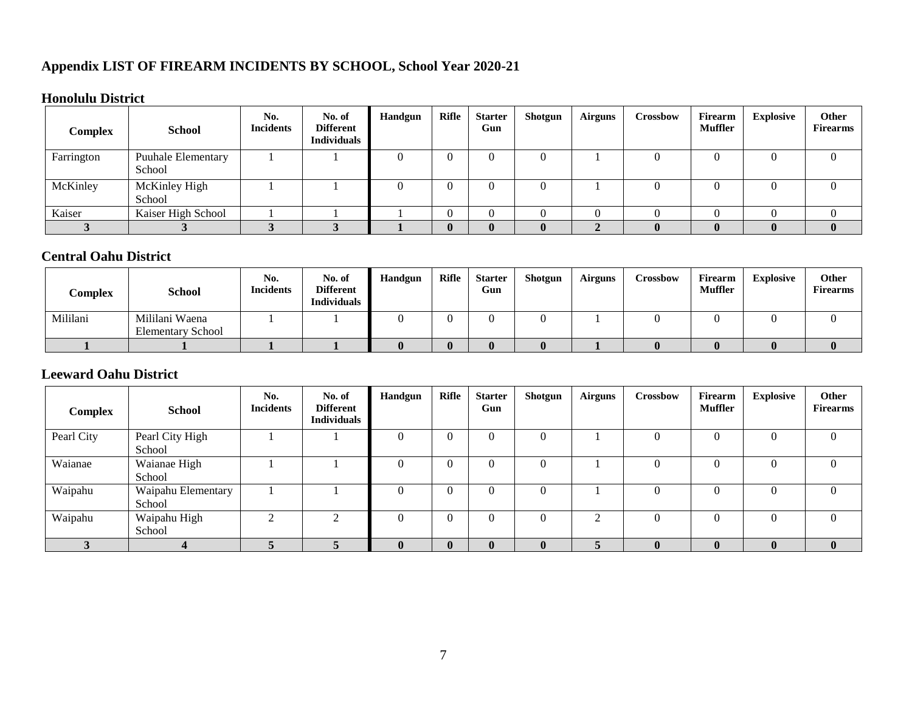## Appendix LIST OF FIREARM INCIDENTS BY SCHOOL, School Year 2020-21

### Honolulu District

| Complex | School | No. Incidents | No. of Different Individuals | Handgun | Rifle | Starter Gun | Shotgun | Airguns | Crossbow | Firearm Muffler | Explosive | Other Firearms |
|---|---|---|---|---|---|---|---|---|---|---|---|---|
| Farrington | Puuhale Elementary School | 1 | 1 | 0 | 0 | 0 | 0 | 1 | 0 | 0 | 0 | 0 |
| McKinley | McKinley High School | 1 | 1 | 0 | 0 | 0 | 0 | 1 | 0 | 0 | 0 | 0 |
| Kaiser | Kaiser High School | 1 | 1 | 1 | 0 | 0 | 0 | 0 | 0 | 0 | 0 | 0 |
| **3** | **3** | **3** | **3** | **1** | **0** | **0** | **0** | **2** | **0** | **0** | **0** | **0** |

### Central Oahu District

| Complex | School | No. Incidents | No. of Different Individuals | Handgun | Rifle | Starter Gun | Shotgun | Airguns | Crossbow | Firearm Muffler | Explosive | Other Firearms |
|---|---|---|---|---|---|---|---|---|---|---|---|---|
| Mililani | Mililani Waena Elementary School | 1 | 1 | 0 | 0 | 0 | 0 | 1 | 0 | 0 | 0 | 0 |
| **1** | **1** | **1** | **1** | **0** | **0** | **0** | **0** | **1** | **0** | **0** | **0** | **0** |

### Leeward Oahu District

| Complex | School | No. Incidents | No. of Different Individuals | Handgun | Rifle | Starter Gun | Shotgun | Airguns | Crossbow | Firearm Muffler | Explosive | Other Firearms |
|---|---|---|---|---|---|---|---|---|---|---|---|---|
| Pearl City | Pearl City High School | 1 | 1 | 0 | 0 | 0 | 0 | 1 | 0 | 0 | 0 | 0 |
| Waianae | Waianae High School | 1 | 1 | 0 | 0 | 0 | 0 | 1 | 0 | 0 | 0 | 0 |
| Waipahu | Waipahu Elementary School | 1 | 1 | 0 | 0 | 0 | 0 | 1 | 0 | 0 | 0 | 0 |
| Waipahu | Waipahu High School | 2 | 2 | 0 | 0 | 0 | 0 | 2 | 0 | 0 | 0 | 0 |
| **3** | **4** | **5** | **5** | **0** | **0** | **0** | **0** | **5** | **0** | **0** | **0** | **0** |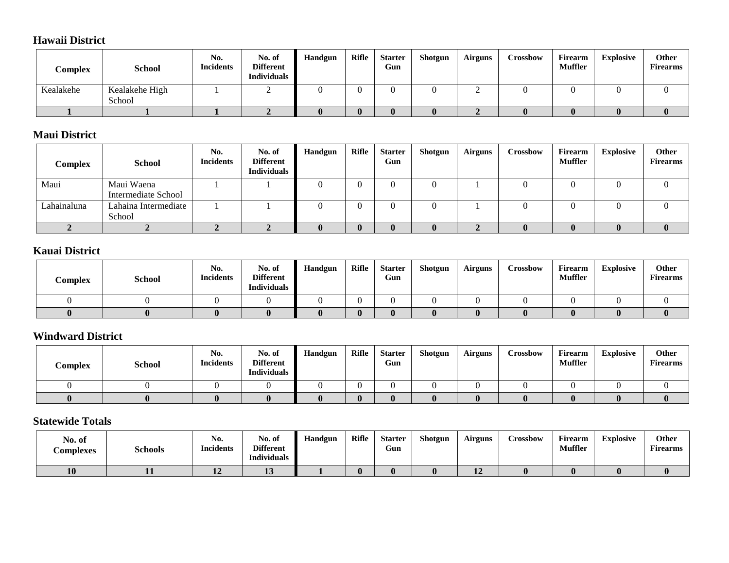## Hawaii District

| Complex | School | No. Incidents | No. of Different Individuals | Handgun | Rifle | Starter Gun | Shotgun | Airguns | Crossbow | Firearm Muffler | Explosive | Other Firearms |
|---|---|---|---|---|---|---|---|---|---|---|---|---|
| Kealakehe | Kealakehe High School | 1 | 2 | 0 | 0 | 0 | 0 | 2 | 0 | 0 | 0 | 0 |
| **1** | **1** | **1** | **2** | **0** | **0** | **0** | **0** | **2** | **0** | **0** | **0** | **0** |

## Maui District

| Complex | School | No. Incidents | No. of Different Individuals | Handgun | Rifle | Starter Gun | Shotgun | Airguns | Crossbow | Firearm Muffler | Explosive | Other Firearms |
|---|---|---|---|---|---|---|---|---|---|---|---|---|
| Maui | Maui Waena Intermediate School | 1 | 1 | 0 | 0 | 0 | 0 | 1 | 0 | 0 | 0 | 0 |
| Lahainaluna | Lahaina Intermediate School | 1 | 1 | 0 | 0 | 0 | 0 | 1 | 0 | 0 | 0 | 0 |
| **2** | **2** | **2** | **2** | **0** | **0** | **0** | **0** | **2** | **0** | **0** | **0** | **0** |

## Kauai District

| Complex | School | No. Incidents | No. of Different Individuals | Handgun | Rifle | Starter Gun | Shotgun | Airguns | Crossbow | Firearm Muffler | Explosive | Other Firearms |
|---|---|---|---|---|---|---|---|---|---|---|---|---|
| 0 | 0 | 0 | 0 | 0 | 0 | 0 | 0 | 0 | 0 | 0 | 0 | 0 |
| **0** | **0** | **0** | **0** | **0** | **0** | **0** | **0** | **0** | **0** | **0** | **0** | **0** |

## Windward District

| Complex | School | No. Incidents | No. of Different Individuals | Handgun | Rifle | Starter Gun | Shotgun | Airguns | Crossbow | Firearm Muffler | Explosive | Other Firearms |
|---|---|---|---|---|---|---|---|---|---|---|---|---|
| 0 | 0 | 0 | 0 | 0 | 0 | 0 | 0 | 0 | 0 | 0 | 0 | 0 |
| **0** | **0** | **0** | **0** | **0** | **0** | **0** | **0** | **0** | **0** | **0** | **0** | **0** |

## Statewide Totals

| No. of Complexes | Schools | No. Incidents | No. of Different Individuals | Handgun | Rifle | Starter Gun | Shotgun | Airguns | Crossbow | Firearm Muffler | Explosive | Other Firearms |
|---|---|---|---|---|---|---|---|---|---|---|---|---|
| **10** | **11** | **12** | **13** | **1** | **0** | **0** | **0** | **12** | **0** | **0** | **0** | **0** |